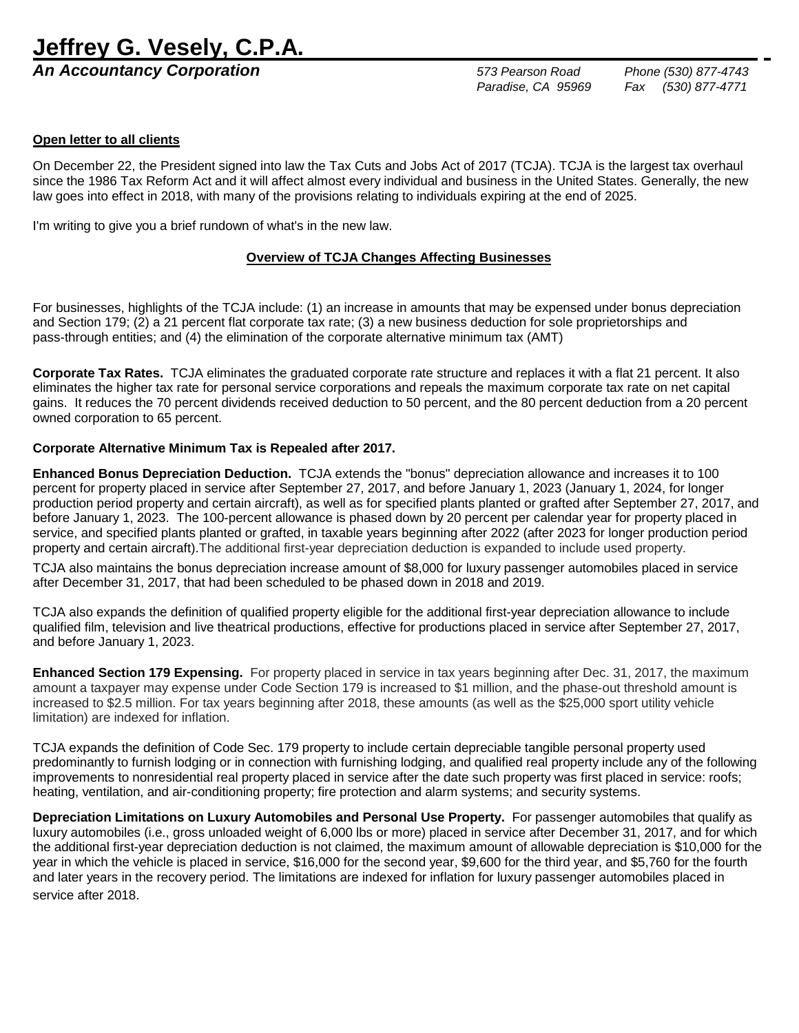# Jeffrey G. Vesely, C.P.A.

***An Accountancy Corporation***

*573 Pearson Road*
*Paradise, CA 95969*
*Phone (530) 877-4743*
*Fax (530) 877-4771*

**Open letter to all clients**

On December 22, the President signed into law the Tax Cuts and Jobs Act of 2017 (TCJA). TCJA is the largest tax overhaul since the 1986 Tax Reform Act and it will affect almost every individual and business in the United States. Generally, the new law goes into effect in 2018, with many of the provisions relating to individuals expiring at the end of 2025.

I'm writing to give you a brief rundown of what's in the new law.

## Overview of TCJA Changes Affecting Businesses

For businesses, highlights of the TCJA include: (1) an increase in amounts that may be expensed under bonus depreciation and Section 179; (2) a 21 percent flat corporate tax rate; (3) a new business deduction for sole proprietorships and pass-through entities; and (4) the elimination of the corporate alternative minimum tax (AMT)

**Corporate Tax Rates.** TCJA eliminates the graduated corporate rate structure and replaces it with a flat 21 percent. It also eliminates the higher tax rate for personal service corporations and repeals the maximum corporate tax rate on net capital gains. It reduces the 70 percent dividends received deduction to 50 percent, and the 80 percent deduction from a 20 percent owned corporation to 65 percent.

**Corporate Alternative Minimum Tax is Repealed after 2017.**

**Enhanced Bonus Depreciation Deduction.** TCJA extends the "bonus" depreciation allowance and increases it to 100 percent for property placed in service after September 27, 2017, and before January 1, 2023 (January 1, 2024, for longer production period property and certain aircraft), as well as for specified plants planted or grafted after September 27, 2017, and before January 1, 2023. The 100-percent allowance is phased down by 20 percent per calendar year for property placed in service, and specified plants planted or grafted, in taxable years beginning after 2022 (after 2023 for longer production period property and certain aircraft).The additional first-year depreciation deduction is expanded to include used property.

TCJA also maintains the bonus depreciation increase amount of $8,000 for luxury passenger automobiles placed in service after December 31, 2017, that had been scheduled to be phased down in 2018 and 2019.

TCJA also expands the definition of qualified property eligible for the additional first-year depreciation allowance to include qualified film, television and live theatrical productions, effective for productions placed in service after September 27, 2017, and before January 1, 2023.

**Enhanced Section 179 Expensing.** For property placed in service in tax years beginning after Dec. 31, 2017, the maximum amount a taxpayer may expense under Code Section 179 is increased to $1 million, and the phase-out threshold amount is increased to $2.5 million. For tax years beginning after 2018, these amounts (as well as the $25,000 sport utility vehicle limitation) are indexed for inflation.

TCJA expands the definition of Code Sec. 179 property to include certain depreciable tangible personal property used predominantly to furnish lodging or in connection with furnishing lodging, and qualified real property include any of the following improvements to nonresidential real property placed in service after the date such property was first placed in service: roofs; heating, ventilation, and air-conditioning property; fire protection and alarm systems; and security systems.

**Depreciation Limitations on Luxury Automobiles and Personal Use Property.** For passenger automobiles that qualify as luxury automobiles (i.e., gross unloaded weight of 6,000 lbs or more) placed in service after December 31, 2017, and for which the additional first-year depreciation deduction is not claimed, the maximum amount of allowable depreciation is $10,000 for the year in which the vehicle is placed in service, $16,000 for the second year, $9,600 for the third year, and $5,760 for the fourth and later years in the recovery period. The limitations are indexed for inflation for luxury passenger automobiles placed in service after 2018.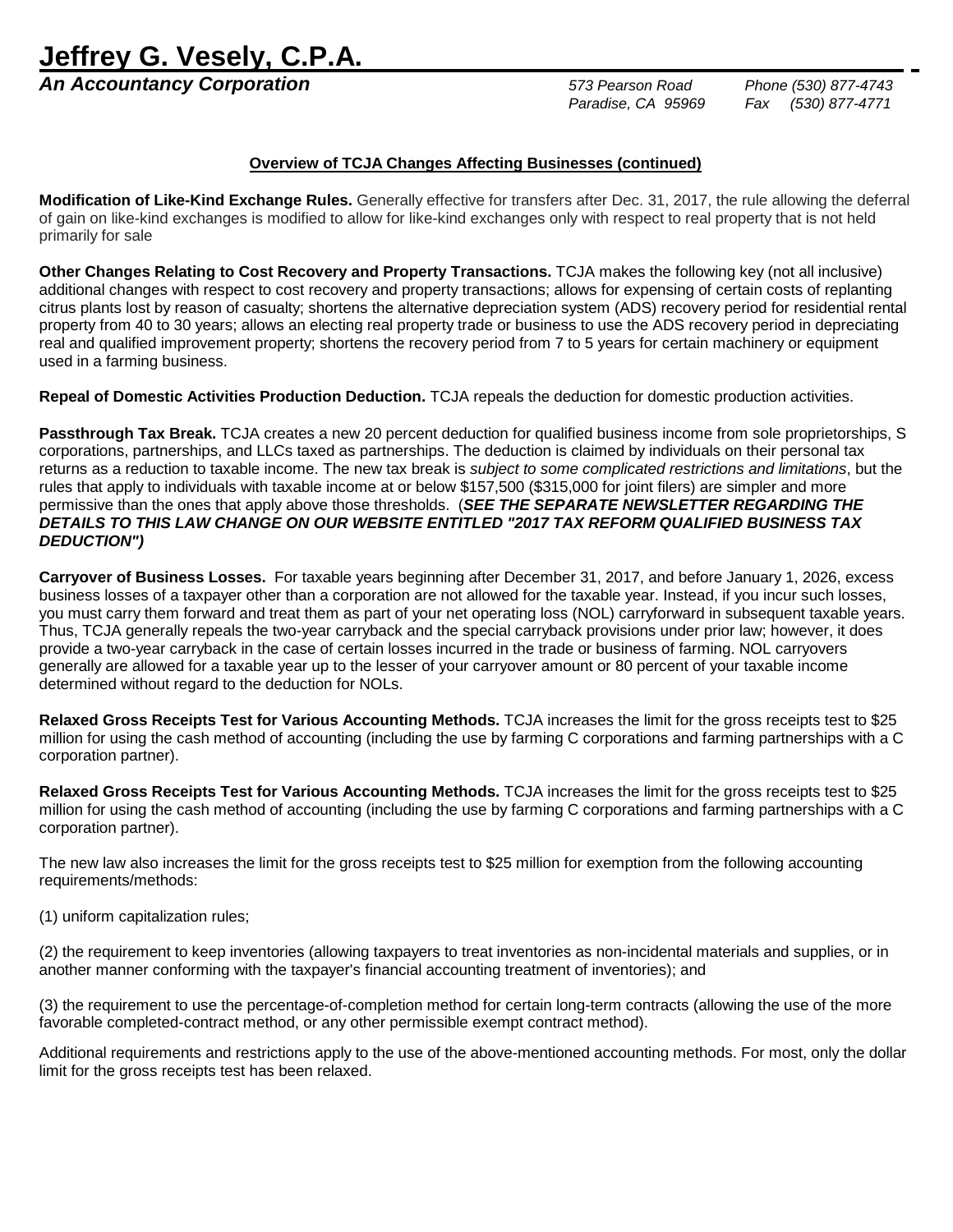## Overview of TCJA Changes Affecting Businesses (continued)

**Modification of Like-Kind Exchange Rules.** Generally effective for transfers after Dec. 31, 2017, the rule allowing the deferral of gain on like-kind exchanges is modified to allow for like-kind exchanges only with respect to real property that is not held primarily for sale

**Other Changes Relating to Cost Recovery and Property Transactions.** TCJA makes the following key (not all inclusive) additional changes with respect to cost recovery and property transactions; allows for expensing of certain costs of replanting citrus plants lost by reason of casualty; shortens the alternative depreciation system (ADS) recovery period for residential rental property from 40 to 30 years; allows an electing real property trade or business to use the ADS recovery period in depreciating real and qualified improvement property; shortens the recovery period from 7 to 5 years for certain machinery or equipment used in a farming business.

**Repeal of Domestic Activities Production Deduction.** TCJA repeals the deduction for domestic production activities.

**Passthrough Tax Break.** TCJA creates a new 20 percent deduction for qualified business income from sole proprietorships, S corporations, partnerships, and LLCs taxed as partnerships. The deduction is claimed by individuals on their personal tax returns as a reduction to taxable income. The new tax break is *subject to some complicated restrictions and limitations*, but the rules that apply to individuals with taxable income at or below $157,500 ($315,000 for joint filers) are simpler and more permissive than the ones that apply above those thresholds. (***SEE THE SEPARATE NEWSLETTER REGARDING THE DETAILS TO THIS LAW CHANGE ON OUR WEBSITE ENTITLED "2017 TAX REFORM QUALIFIED BUSINESS TAX DEDUCTION")***

**Carryover of Business Losses.** For taxable years beginning after December 31, 2017, and before January 1, 2026, excess business losses of a taxpayer other than a corporation are not allowed for the taxable year. Instead, if you incur such losses, you must carry them forward and treat them as part of your net operating loss (NOL) carryforward in subsequent taxable years. Thus, TCJA generally repeals the two-year carryback and the special carryback provisions under prior law; however, it does provide a two-year carryback in the case of certain losses incurred in the trade or business of farming. NOL carryovers generally are allowed for a taxable year up to the lesser of your carryover amount or 80 percent of your taxable income determined without regard to the deduction for NOLs.

**Relaxed Gross Receipts Test for Various Accounting Methods.** TCJA increases the limit for the gross receipts test to $25 million for using the cash method of accounting (including the use by farming C corporations and farming partnerships with a C corporation partner).

**Relaxed Gross Receipts Test for Various Accounting Methods.** TCJA increases the limit for the gross receipts test to $25 million for using the cash method of accounting (including the use by farming C corporations and farming partnerships with a C corporation partner).

The new law also increases the limit for the gross receipts test to $25 million for exemption from the following accounting requirements/methods:

(1) uniform capitalization rules;

(2) the requirement to keep inventories (allowing taxpayers to treat inventories as non-incidental materials and supplies, or in another manner conforming with the taxpayer's financial accounting treatment of inventories); and

(3) the requirement to use the percentage-of-completion method for certain long-term contracts (allowing the use of the more favorable completed-contract method, or any other permissible exempt contract method).

Additional requirements and restrictions apply to the use of the above-mentioned accounting methods. For most, only the dollar limit for the gross receipts test has been relaxed.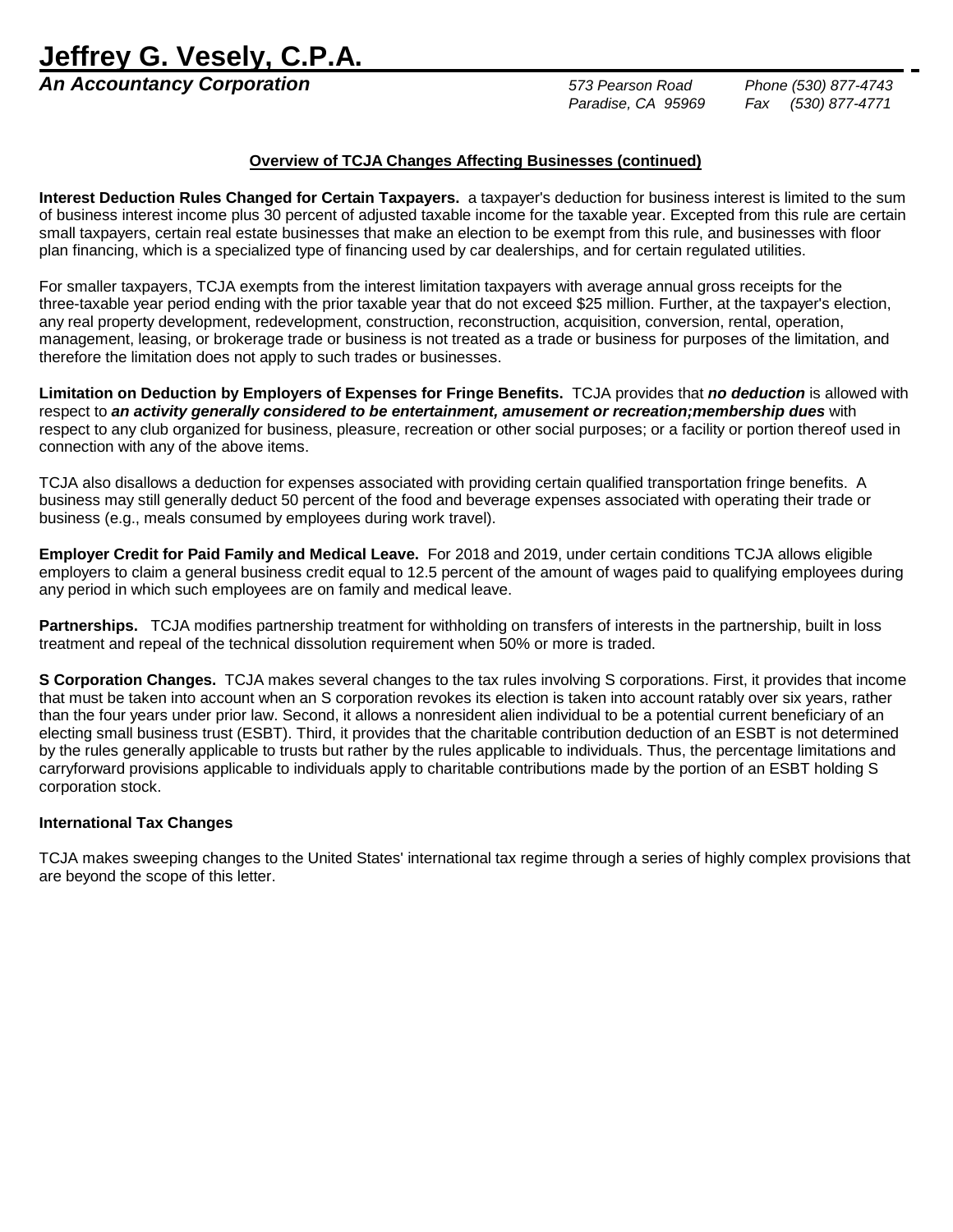## Overview of TCJA Changes Affecting Businesses (continued)

**Interest Deduction Rules Changed for Certain Taxpayers.** a taxpayer's deduction for business interest is limited to the sum of business interest income plus 30 percent of adjusted taxable income for the taxable year. Excepted from this rule are certain small taxpayers, certain real estate businesses that make an election to be exempt from this rule, and businesses with floor plan financing, which is a specialized type of financing used by car dealerships, and for certain regulated utilities.

For smaller taxpayers, TCJA exempts from the interest limitation taxpayers with average annual gross receipts for the three-taxable year period ending with the prior taxable year that do not exceed $25 million. Further, at the taxpayer's election, any real property development, redevelopment, construction, reconstruction, acquisition, conversion, rental, operation, management, leasing, or brokerage trade or business is not treated as a trade or business for purposes of the limitation, and therefore the limitation does not apply to such trades or businesses.

**Limitation on Deduction by Employers of Expenses for Fringe Benefits.** TCJA provides that ***no deduction*** is allowed with respect to ***an activity generally considered to be entertainment, amusement or recreation;membership dues*** with respect to any club organized for business, pleasure, recreation or other social purposes; or a facility or portion thereof used in connection with any of the above items.

TCJA also disallows a deduction for expenses associated with providing certain qualified transportation fringe benefits. A business may still generally deduct 50 percent of the food and beverage expenses associated with operating their trade or business (e.g., meals consumed by employees during work travel).

**Employer Credit for Paid Family and Medical Leave.** For 2018 and 2019, under certain conditions TCJA allows eligible employers to claim a general business credit equal to 12.5 percent of the amount of wages paid to qualifying employees during any period in which such employees are on family and medical leave.

**Partnerships.** TCJA modifies partnership treatment for withholding on transfers of interests in the partnership, built in loss treatment and repeal of the technical dissolution requirement when 50% or more is traded.

**S Corporation Changes.** TCJA makes several changes to the tax rules involving S corporations. First, it provides that income that must be taken into account when an S corporation revokes its election is taken into account ratably over six years, rather than the four years under prior law. Second, it allows a nonresident alien individual to be a potential current beneficiary of an electing small business trust (ESBT). Third, it provides that the charitable contribution deduction of an ESBT is not determined by the rules generally applicable to trusts but rather by the rules applicable to individuals. Thus, the percentage limitations and carryforward provisions applicable to individuals apply to charitable contributions made by the portion of an ESBT holding S corporation stock.

**International Tax Changes**

TCJA makes sweeping changes to the United States' international tax regime through a series of highly complex provisions that are beyond the scope of this letter.